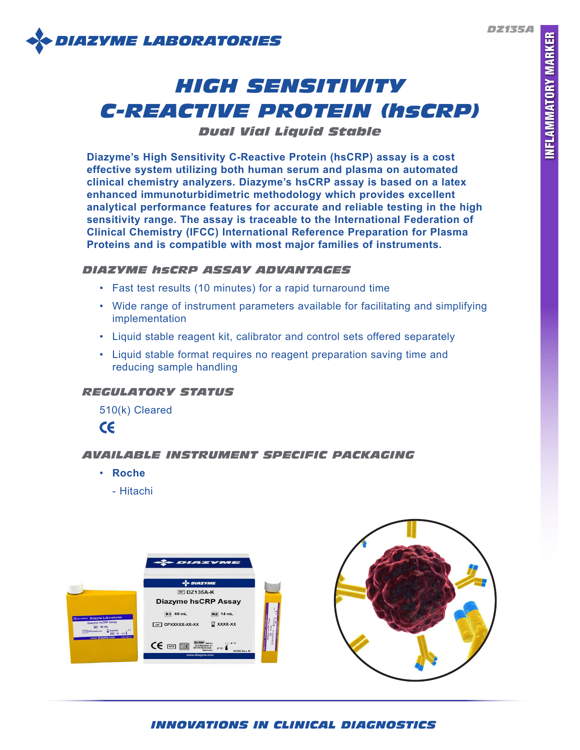DZ135A

DIAZYME LABORATORIES

INFLAMMATORY MARKER

# HIGH SENSITIVITY C-REACTIVE PROTEIN (hsCRP)

### *Dual Vial Liquid Stable*

**Diazyme's High Sensitivity C-Reactive Protein (hsCRP) assay is a cost effective system utilizing both human serum and plasma on automated clinical chemistry analyzers. Diazyme's hsCRP assay is based on a latex enhanced immunoturbidimetric methodology which provides excellent analytical performance features for accurate and reliable testing in the high sensitivity range. The assay is traceable to the International Federation of Clinical Chemistry (IFCC) International Reference Preparation for Plasma Proteins and is compatible with most major families of instruments.**

## DIAZYME hsCRP ASSAY ADVANTAGES

- Fast test results (10 minutes) for a rapid turnaround time
- Wide range of instrument parameters available for facilitating and simplifying implementation
- Liquid stable reagent kit, calibrator and control sets offered separately
- Liquid stable format requires no reagent preparation saving time and reducing sample handling

## REGULATORY STATUS

510(k) Cleared

CE

## AVAILABLE INSTRUMENT SPECIFIC PACKAGING

- **Roche**
  - Hitachi

INNOVATIONS IN CLINICAL DIAGNOSTICS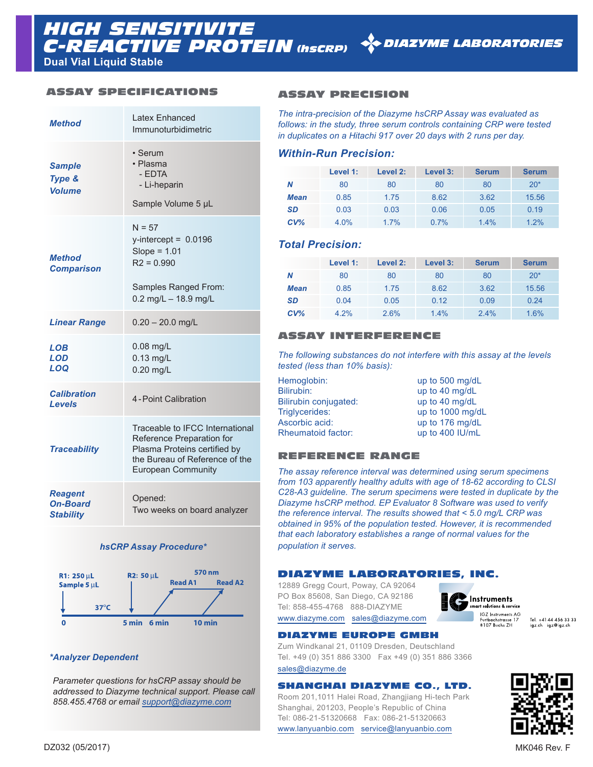# HIGH SENSITIVITE C-REACTIVE PROTEIN (hsCRP)

**DIAZYME LABORATORIES**

Dual Vial Liquid Stable

## ASSAY SPECIFICATIONS

| | |
|---|---|
| **Method** | Latex Enhanced Immunoturbidimetric |
| **Sample Type & Volume** | • Serum<br>• Plasma<br>- EDTA<br>- Li-heparin<br><br>Sample Volume 5 µL |
| **Method Comparison** | N = 57<br>y-intercept = 0.0196<br>Slope = 1.01<br>R2 = 0.990<br><br>Samples Ranged From:<br>0.2 mg/L – 18.9 mg/L |
| **Linear Range** | 0.20 – 20.0 mg/L |
| **LOB**<br>**LOD**<br>**LOQ** | 0.08 mg/L<br>0.13 mg/L<br>0.20 mg/L |
| **Calibration Levels** | 4 - Point Calibration |
| **Traceability** | Traceable to IFCC International Reference Preparation for Plasma Proteins certified by the Bureau of Reference of the European Community |
| **Reagent On-Board Stability** | Opened:<br>Two weeks on board analyzer |

### hsCRP Assay Procedure*

R1: 250 µL
Sample 5 µL
R2: 50 µL
570 nm
Read A1
Read A2
37°C
0
5 min
6 min
10 min

***Analyzer Dependent**

*Parameter questions for hsCRP assay should be addressed to Diazyme technical support. Please call 858.455.4768 or email support@diazyme.com*

## ASSAY PRECISION

*The intra-precision of the Diazyme hsCRP Assay was evaluated as follows: in the study, three serum controls containing CRP were tested in duplicates on a Hitachi 917 over 20 days with 2 runs per day.*

### Within-Run Precision:

| | Level 1: | Level 2: | Level 3: | Serum | Serum |
|---|---|---|---|---|---|
| **N** | 80 | 80 | 80 | 80 | 20* |
| **Mean** | 0.85 | 1.75 | 8.62 | 3.62 | 15.56 |
| **SD** | 0.03 | 0.03 | 0.06 | 0.05 | 0.19 |
| **CV%** | 4.0% | 1.7% | 0.7% | 1.4% | 1.2% |

### Total Precision:

| | Level 1: | Level 2: | Level 3: | Serum | Serum |
|---|---|---|---|---|---|
| **N** | 80 | 80 | 80 | 80 | 20* |
| **Mean** | 0.85 | 1.75 | 8.62 | 3.62 | 15.56 |
| **SD** | 0.04 | 0.05 | 0.12 | 0.09 | 0.24 |
| **CV%** | 4.2% | 2.6% | 1.4% | 2.4% | 1.6% |

## ASSAY INTERFERENCE

*The following substances do not interfere with this assay at the levels tested (less than 10% basis):*

| | |
|---|---|
| Hemoglobin: | up to 500 mg/dL |
| Bilirubin: | up to 40 mg/dL |
| Bilirubin conjugated: | up to 40 mg/dL |
| Triglycerides: | up to 1000 mg/dL |
| Ascorbic acid: | up to 176 mg/dL |
| Rheumatoid factor: | up to 400 IU/mL |

## REFERENCE RANGE

*The assay reference interval was determined using serum specimens from 103 apparently healthy adults with age of 18-62 according to CLSI C28-A3 guideline. The serum specimens were tested in duplicate by the Diazyme hsCRP method. EP Evaluator 8 Software was used to verify the reference interval. The results showed that < 5.0 mg/L CRP was obtained in 95% of the population tested. However, it is recommended that each laboratory establishes a range of normal values for the population it serves.*

## DIAZYME LABORATORIES, INC.

12889 Gregg Court, Poway, CA 92064
PO Box 85608, San Diego, CA 92186
Tel: 858-455-4768 888-DIAZYME
www.diazyme.com sales@diazyme.com

IGZ Instruments smart solutions & service
IGZ Instruments AG
Furtbachstrasse 17
8107 Buchs ZH
Tel. +41 44 456 33 33
igz.ch igz@igz.ch

## DIAZYME EUROPE GMBH

Zum Windkanal 21, 01109 Dresden, Deutschland
Tel. +49 (0) 351 886 3300 Fax +49 (0) 351 886 3366
sales@diazyme.de

## SHANGHAI DIAZYME CO., LTD.

Room 201,1011 Halei Road, Zhangjiang Hi-tech Park
Shanghai, 201203, People's Republic of China
Tel: 086-21-51320668 Fax: 086-21-51320663
www.lanyuanbio.com service@lanyuanbio.com

DZ032 (05/2017)

MK046 Rev. F